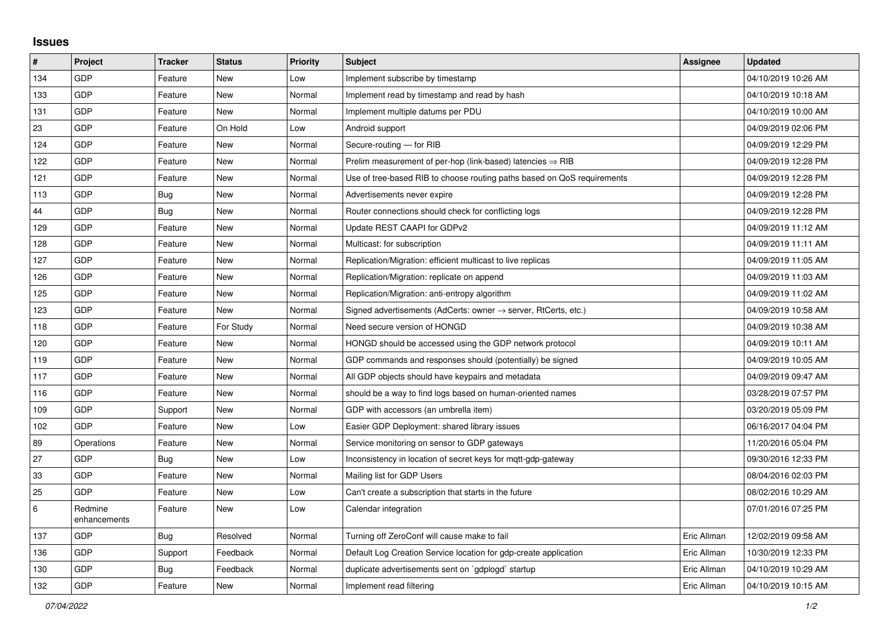## Issues

| # | Project | Tracker | Status | Priority | Subject | Assignee | Updated |
|---|---|---|---|---|---|---|---|
| 134 | GDP | Feature | New | Low | Implement subscribe by timestamp | | 04/10/2019 10:26 AM |
| 133 | GDP | Feature | New | Normal | Implement read by timestamp and read by hash | | 04/10/2019 10:18 AM |
| 131 | GDP | Feature | New | Normal | Implement multiple datums per PDU | | 04/10/2019 10:00 AM |
| 23 | GDP | Feature | On Hold | Low | Android support | | 04/09/2019 02:06 PM |
| 124 | GDP | Feature | New | Normal | Secure-routing — for RIB | | 04/09/2019 12:29 PM |
| 122 | GDP | Feature | New | Normal | Prelim measurement of per-hop (link-based) latencies ⇒ RIB | | 04/09/2019 12:28 PM |
| 121 | GDP | Feature | New | Normal | Use of tree-based RIB to choose routing paths based on QoS requirements | | 04/09/2019 12:28 PM |
| 113 | GDP | Bug | New | Normal | Advertisements never expire | | 04/09/2019 12:28 PM |
| 44 | GDP | Bug | New | Normal | Router connections should check for conflicting logs | | 04/09/2019 12:28 PM |
| 129 | GDP | Feature | New | Normal | Update REST CAAPI for GDPv2 | | 04/09/2019 11:12 AM |
| 128 | GDP | Feature | New | Normal | Multicast: for subscription | | 04/09/2019 11:11 AM |
| 127 | GDP | Feature | New | Normal | Replication/Migration: efficient multicast to live replicas | | 04/09/2019 11:05 AM |
| 126 | GDP | Feature | New | Normal | Replication/Migration: replicate on append | | 04/09/2019 11:03 AM |
| 125 | GDP | Feature | New | Normal | Replication/Migration: anti-entropy algorithm | | 04/09/2019 11:02 AM |
| 123 | GDP | Feature | New | Normal | Signed advertisements (AdCerts: owner → server, RtCerts, etc.) | | 04/09/2019 10:58 AM |
| 118 | GDP | Feature | For Study | Normal | Need secure version of HONGD | | 04/09/2019 10:38 AM |
| 120 | GDP | Feature | New | Normal | HONGD should be accessed using the GDP network protocol | | 04/09/2019 10:11 AM |
| 119 | GDP | Feature | New | Normal | GDP commands and responses should (potentially) be signed | | 04/09/2019 10:05 AM |
| 117 | GDP | Feature | New | Normal | All GDP objects should have keypairs and metadata | | 04/09/2019 09:47 AM |
| 116 | GDP | Feature | New | Normal | should be a way to find logs based on human-oriented names | | 03/28/2019 07:57 PM |
| 109 | GDP | Support | New | Normal | GDP with accessors (an umbrella item) | | 03/20/2019 05:09 PM |
| 102 | GDP | Feature | New | Low | Easier GDP Deployment: shared library issues | | 06/16/2017 04:04 PM |
| 89 | Operations | Feature | New | Normal | Service monitoring on sensor to GDP gateways | | 11/20/2016 05:04 PM |
| 27 | GDP | Bug | New | Low | Inconsistency in location of secret keys for mqtt-gdp-gateway | | 09/30/2016 12:33 PM |
| 33 | GDP | Feature | New | Normal | Mailing list for GDP Users | | 08/04/2016 02:03 PM |
| 25 | GDP | Feature | New | Low | Can't create a subscription that starts in the future | | 08/02/2016 10:29 AM |
| 6 | Redmine enhancements | Feature | New | Low | Calendar integration | | 07/01/2016 07:25 PM |
| 137 | GDP | Bug | Resolved | Normal | Turning off ZeroConf will cause make to fail | Eric Allman | 12/02/2019 09:58 AM |
| 136 | GDP | Support | Feedback | Normal | Default Log Creation Service location for gdp-create application | Eric Allman | 10/30/2019 12:33 PM |
| 130 | GDP | Bug | Feedback | Normal | duplicate advertisements sent on `gdplogd` startup | Eric Allman | 04/10/2019 10:29 AM |
| 132 | GDP | Feature | New | Normal | Implement read filtering | Eric Allman | 04/10/2019 10:15 AM |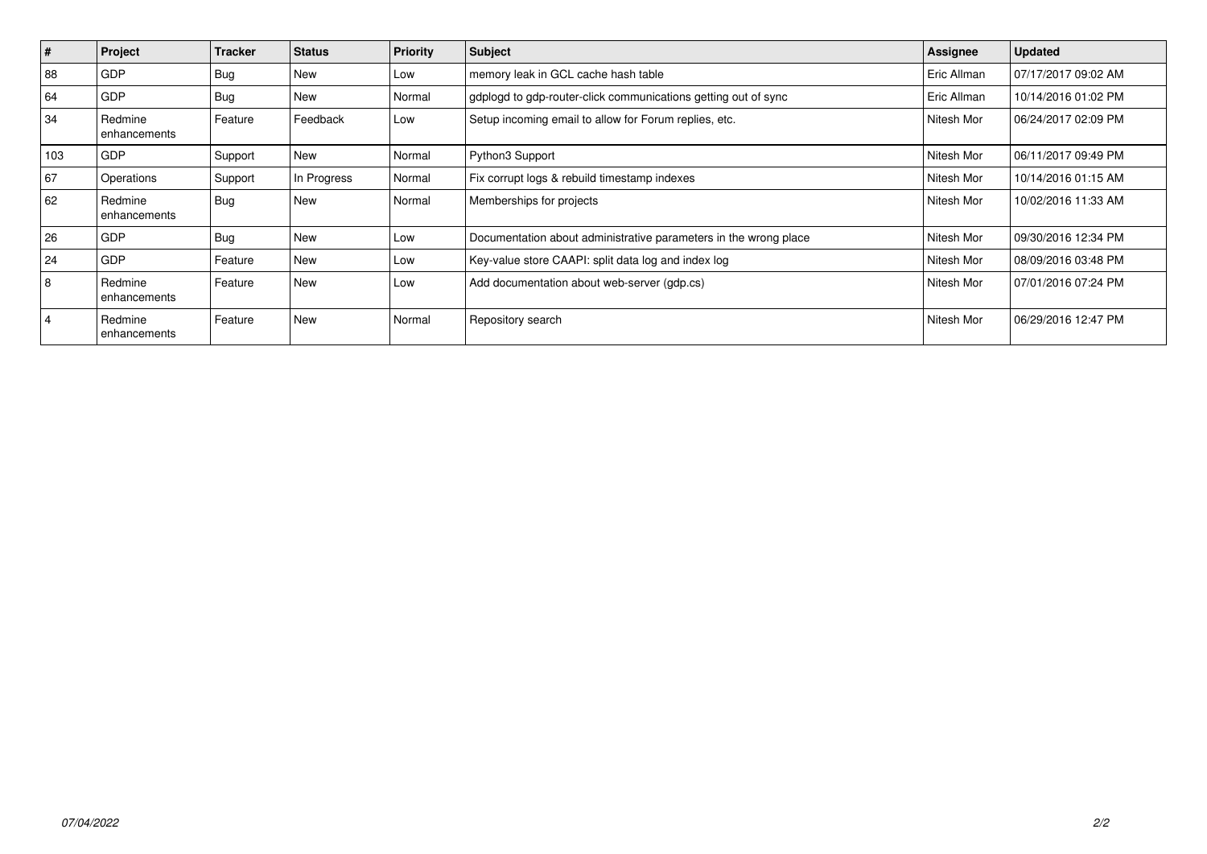| # | Project | Tracker | Status | Priority | Subject | Assignee | Updated |
|---|---|---|---|---|---|---|---|
| 88 | GDP | Bug | New | Low | memory leak in GCL cache hash table | Eric Allman | 07/17/2017 09:02 AM |
| 64 | GDP | Bug | New | Normal | gdplogd to gdp-router-click communications getting out of sync | Eric Allman | 10/14/2016 01:02 PM |
| 34 | Redmine enhancements | Feature | Feedback | Low | Setup incoming email to allow for Forum replies, etc. | Nitesh Mor | 06/24/2017 02:09 PM |
| 103 | GDP | Support | New | Normal | Python3 Support | Nitesh Mor | 06/11/2017 09:49 PM |
| 67 | Operations | Support | In Progress | Normal | Fix corrupt logs & rebuild timestamp indexes | Nitesh Mor | 10/14/2016 01:15 AM |
| 62 | Redmine enhancements | Bug | New | Normal | Memberships for projects | Nitesh Mor | 10/02/2016 11:33 AM |
| 26 | GDP | Bug | New | Low | Documentation about administrative parameters in the wrong place | Nitesh Mor | 09/30/2016 12:34 PM |
| 24 | GDP | Feature | New | Low | Key-value store CAAPI: split data log and index log | Nitesh Mor | 08/09/2016 03:48 PM |
| 8 | Redmine enhancements | Feature | New | Low | Add documentation about web-server (gdp.cs) | Nitesh Mor | 07/01/2016 07:24 PM |
| 4 | Redmine enhancements | Feature | New | Normal | Repository search | Nitesh Mor | 06/29/2016 12:47 PM |

*07/04/2022*